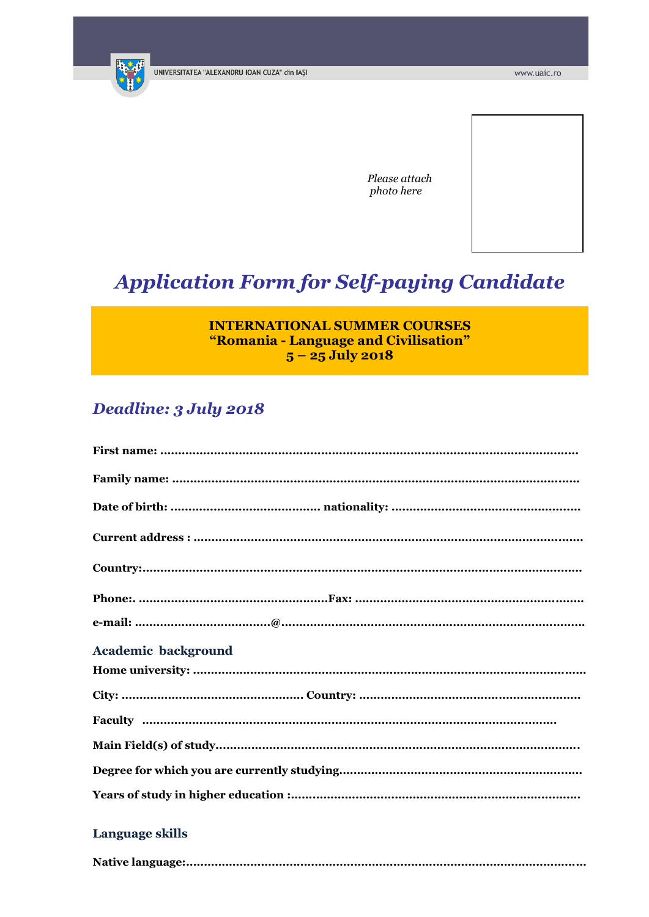UNIVERSITATEA "ALEXANDRU IOAN CUZA" din IAŞI

www.uaic.ro

*Please attach photo here*

# *Application Form for Self-paying Candidate*

**INTERNATIONAL SUMMER COURSES**
**"Romania - Language and Civilisation"**
**5 – 25 July 2018**

## *Deadline: 3 July 2018*

**First name:** ........................................................................................................

**Family name:** ....................................................................................................

**Date of birth:** ......................................... **nationality:** ..................................................

**Current address :** ..............................................................................................

**Country:**...........................................................................................................

**Phone:**. ................................................... **Fax:** ...............................................................

**e-mail:** .....................................@.........................................................................

### Academic background

**Home university:** ...............................................................................................

**City:** ................................................. **Country:** ............................................................

**Faculty** .........................................................................................................

**Main Field(s) of study**...........................................................................................

**Degree for which you are currently studying**..................................................................

**Years of study in higher education :**...............................................................................

### Language skills

**Native language:**...................................................................................................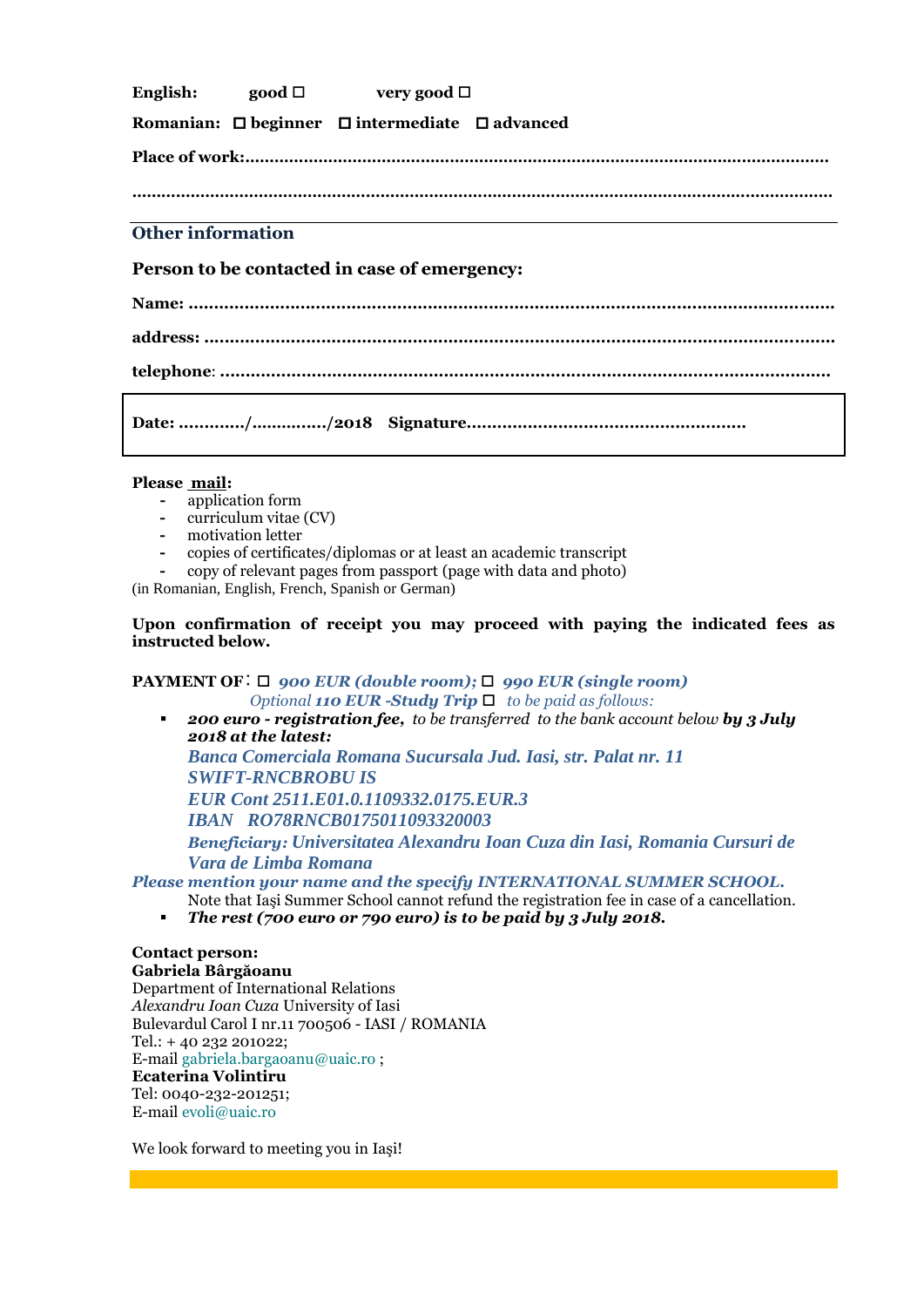**English:** good ☐ very good ☐

**Romanian:** ☐ **beginner** ☐ **intermediate** ☐ **advanced**

**Place of work:**.....................................................................................................................

.....................................................................................................................................

## Other information

**Person to be contacted in case of emergency:**

**Name:** .............................................................................................................................

**address:** .........................................................................................................................

**telephone**: .......................................................................................................................

**Date:** ............./.............../2018 **Signature**.....................................................

**Please mail:**

- application form
- curriculum vitae (CV)
- motivation letter
- copies of certificates/diplomas or at least an academic transcript
- copy of relevant pages from passport (page with data and photo)

(in Romanian, English, French, Spanish or German)

**Upon confirmation of receipt you may proceed with paying the indicated fees as instructed below.**

**PAYMENT OF**: ☐ ***900 EUR (double room);*** ☐ ***990 EUR (single room)***
*Optional* ***110 EUR -Study Trip*** ☐ *to be paid as follows:*

- ***200 euro - registration fee,*** *to be transferred to the bank account below* ***by 3 July 2018 at the latest:***
  ***Banca Comerciala Romana Sucursala Jud. Iasi, str. Palat nr. 11***
  ***SWIFT-RNCBROBU IS***
  ***EUR Cont 2511.E01.0.1109332.0175.EUR.3***
  ***IBAN RO78RNCB0175011093320003***
  ***Beneficiary: Universitatea Alexandru Ioan Cuza din Iasi, Romania Cursuri de Vara de Limba Romana***

***Please mention your name and the specify INTERNATIONAL SUMMER SCHOOL.***
Note that Iaşi Summer School cannot refund the registration fee in case of a cancellation.

- ***The rest (700 euro or 790 euro) is to be paid by 3 July 2018.***

**Contact person:**
**Gabriela Bârgăoanu**
Department of International Relations
*Alexandru Ioan Cuza* University of Iasi
Bulevardul Carol I nr.11 700506 - IASI / ROMANIA
Tel.: + 40 232 201022;
E-mail gabriela.bargaoanu@uaic.ro ;
**Ecaterina Volintiru**
Tel: 0040-232-201251;
E-mail evoli@uaic.ro

We look forward to meeting you in Iaşi!